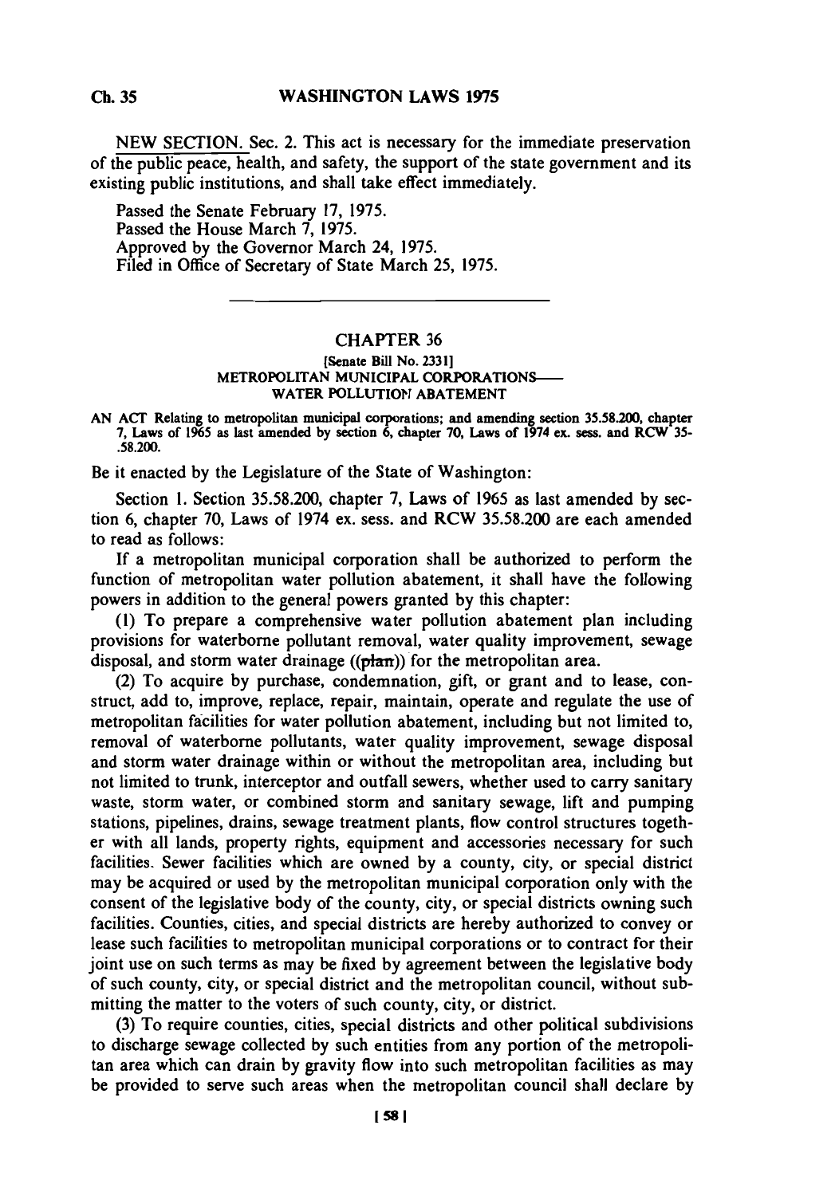NEW SECTION. Sec. 2. This act is necessary for the immediate preservation of the public peace, health, and safety, the support of the state government and its existing public institutions, and shall take effect immediately.

Passed the Senate February 17, 1975.
Passed the House March 7, 1975.
Approved by the Governor March 24, 1975.
Filed in Office of Secretary of State March 25, 1975.

---

## CHAPTER 36

[Senate Bill No. 2331]

METROPOLITAN MUNICIPAL CORPORATIONS—
WATER POLLUTION ABATEMENT

AN ACT Relating to metropolitan municipal corporations; and amending section 35.58.200, chapter 7, Laws of 1965 as last amended by section 6, chapter 70, Laws of 1974 ex. sess. and RCW 35-.58.200.

Be it enacted by the Legislature of the State of Washington:

Section 1. Section 35.58.200, chapter 7, Laws of 1965 as last amended by section 6, chapter 70, Laws of 1974 ex. sess. and RCW 35.58.200 are each amended to read as follows:

If a metropolitan municipal corporation shall be authorized to perform the function of metropolitan water pollution abatement, it shall have the following powers in addition to the general powers granted by this chapter:

(1) To prepare a comprehensive water pollution abatement plan including provisions for waterborne pollutant removal, water quality improvement, sewage disposal, and storm water drainage ((~~plan~~)) for the metropolitan area.

(2) To acquire by purchase, condemnation, gift, or grant and to lease, construct, add to, improve, replace, repair, maintain, operate and regulate the use of metropolitan facilities for water pollution abatement, including but not limited to, removal of waterborne pollutants, water quality improvement, sewage disposal and storm water drainage within or without the metropolitan area, including but not limited to trunk, interceptor and outfall sewers, whether used to carry sanitary waste, storm water, or combined storm and sanitary sewage, lift and pumping stations, pipelines, drains, sewage treatment plants, flow control structures together with all lands, property rights, equipment and accessories necessary for such facilities. Sewer facilities which are owned by a county, city, or special district may be acquired or used by the metropolitan municipal corporation only with the consent of the legislative body of the county, city, or special districts owning such facilities. Counties, cities, and special districts are hereby authorized to convey or lease such facilities to metropolitan municipal corporations or to contract for their joint use on such terms as may be fixed by agreement between the legislative body of such county, city, or special district and the metropolitan council, without submitting the matter to the voters of such county, city, or district.

(3) To require counties, cities, special districts and other political subdivisions to discharge sewage collected by such entities from any portion of the metropolitan area which can drain by gravity flow into such metropolitan facilities as may be provided to serve such areas when the metropolitan council shall declare by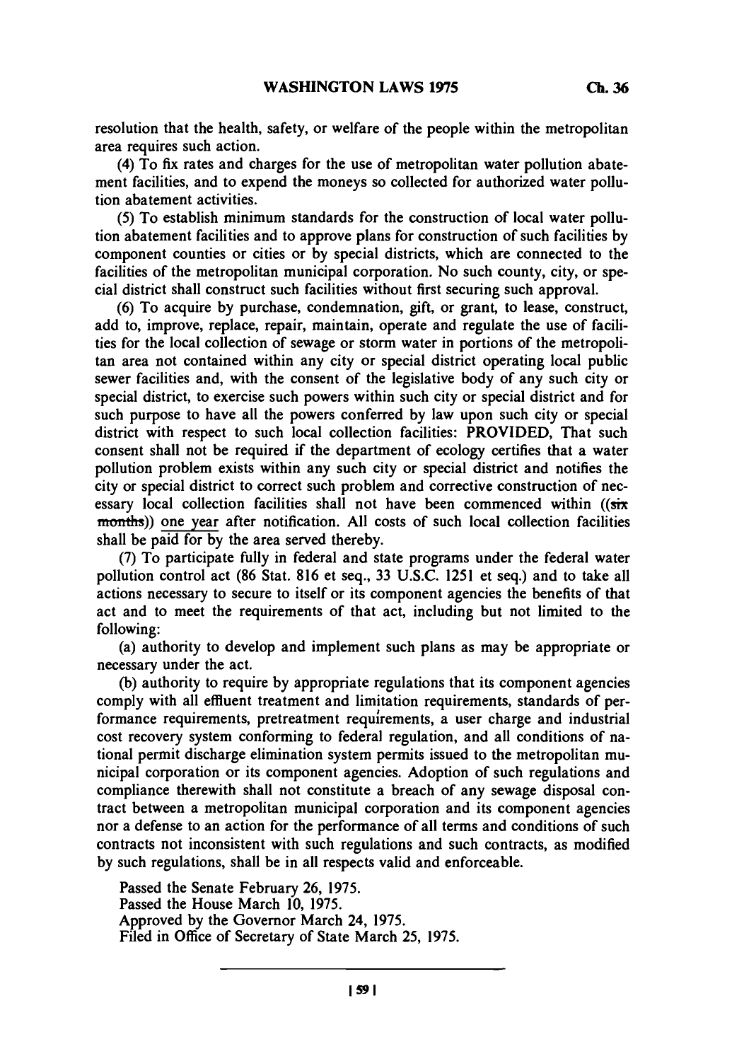resolution that the health, safety, or welfare of the people within the metropolitan area requires such action.

(4) To fix rates and charges for the use of metropolitan water pollution abatement facilities, and to expend the moneys so collected for authorized water pollution abatement activities.

(5) To establish minimum standards for the construction of local water pollution abatement facilities and to approve plans for construction of such facilities by component counties or cities or by special districts, which are connected to the facilities of the metropolitan municipal corporation. No such county, city, or special district shall construct such facilities without first securing such approval.

(6) To acquire by purchase, condemnation, gift, or grant, to lease, construct, add to, improve, replace, repair, maintain, operate and regulate the use of facilities for the local collection of sewage or storm water in portions of the metropolitan area not contained within any city or special district operating local public sewer facilities and, with the consent of the legislative body of any such city or special district, to exercise such powers within such city or special district and for such purpose to have all the powers conferred by law upon such city or special district with respect to such local collection facilities: PROVIDED, That such consent shall not be required if the department of ecology certifies that a water pollution problem exists within any such city or special district and notifies the city or special district to correct such problem and corrective construction of necessary local collection facilities shall not have been commenced within ((~~six months~~)) one year after notification. All costs of such local collection facilities shall be paid for by the area served thereby.

(7) To participate fully in federal and state programs under the federal water pollution control act (86 Stat. 816 et seq., 33 U.S.C. 1251 et seq.) and to take all actions necessary to secure to itself or its component agencies the benefits of that act and to meet the requirements of that act, including but not limited to the following:

(a) authority to develop and implement such plans as may be appropriate or necessary under the act.

(b) authority to require by appropriate regulations that its component agencies comply with all effluent treatment and limitation requirements, standards of performance requirements, pretreatment requirements, a user charge and industrial cost recovery system conforming to federal regulation, and all conditions of national permit discharge elimination system permits issued to the metropolitan municipal corporation or its component agencies. Adoption of such regulations and compliance therewith shall not constitute a breach of any sewage disposal contract between a metropolitan municipal corporation and its component agencies nor a defense to an action for the performance of all terms and conditions of such contracts not inconsistent with such regulations and such contracts, as modified by such regulations, shall be in all respects valid and enforceable.

Passed the Senate February 26, 1975.
Passed the House March 10, 1975.
Approved by the Governor March 24, 1975.
Filed in Office of Secretary of State March 25, 1975.